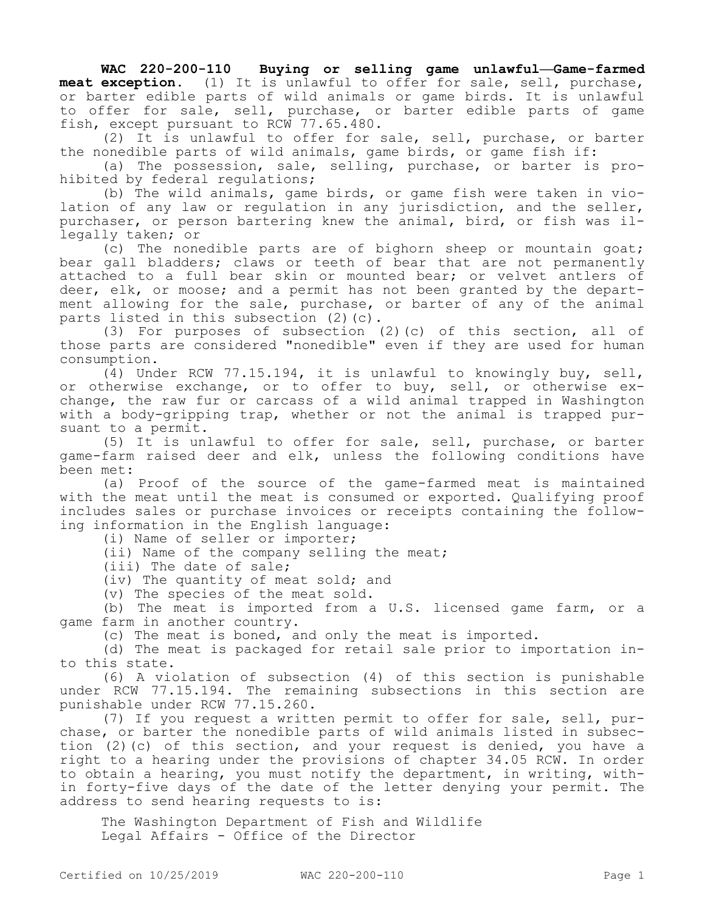**WAC 220-200-110 Buying or selling game unlawful—Game-farmed meat exception.** (1) It is unlawful to offer for sale, sell, purchase, or barter edible parts of wild animals or game birds. It is unlawful to offer for sale, sell, purchase, or barter edible parts of game fish, except pursuant to RCW 77.65.480.

(2) It is unlawful to offer for sale, sell, purchase, or barter the nonedible parts of wild animals, game birds, or game fish if:

(a) The possession, sale, selling, purchase, or barter is prohibited by federal regulations;

(b) The wild animals, game birds, or game fish were taken in violation of any law or regulation in any jurisdiction, and the seller, purchaser, or person bartering knew the animal, bird, or fish was illegally taken; or

(c) The nonedible parts are of bighorn sheep or mountain goat; bear gall bladders; claws or teeth of bear that are not permanently attached to a full bear skin or mounted bear; or velvet antlers of deer, elk, or moose; and a permit has not been granted by the department allowing for the sale, purchase, or barter of any of the animal parts listed in this subsection (2)(c).

(3) For purposes of subsection (2)(c) of this section, all of those parts are considered "nonedible" even if they are used for human consumption.

(4) Under RCW 77.15.194, it is unlawful to knowingly buy, sell, or otherwise exchange, or to offer to buy, sell, or otherwise exchange, the raw fur or carcass of a wild animal trapped in Washington with a body-gripping trap, whether or not the animal is trapped pursuant to a permit.

(5) It is unlawful to offer for sale, sell, purchase, or barter game-farm raised deer and elk, unless the following conditions have been met:

(a) Proof of the source of the game-farmed meat is maintained with the meat until the meat is consumed or exported. Qualifying proof includes sales or purchase invoices or receipts containing the following information in the English language:

(i) Name of seller or importer;

(ii) Name of the company selling the meat;

(iii) The date of sale;

(iv) The quantity of meat sold; and

(v) The species of the meat sold.

(b) The meat is imported from a U.S. licensed game farm, or a game farm in another country.

(c) The meat is boned, and only the meat is imported.

(d) The meat is packaged for retail sale prior to importation into this state.

(6) A violation of subsection (4) of this section is punishable under RCW 77.15.194. The remaining subsections in this section are punishable under RCW 77.15.260.

(7) If you request a written permit to offer for sale, sell, purchase, or barter the nonedible parts of wild animals listed in subsection (2)(c) of this section, and your request is denied, you have a right to a hearing under the provisions of chapter 34.05 RCW. In order to obtain a hearing, you must notify the department, in writing, within forty-five days of the date of the letter denying your permit. The address to send hearing requests to is:

The Washington Department of Fish and Wildlife
Legal Affairs - Office of the Director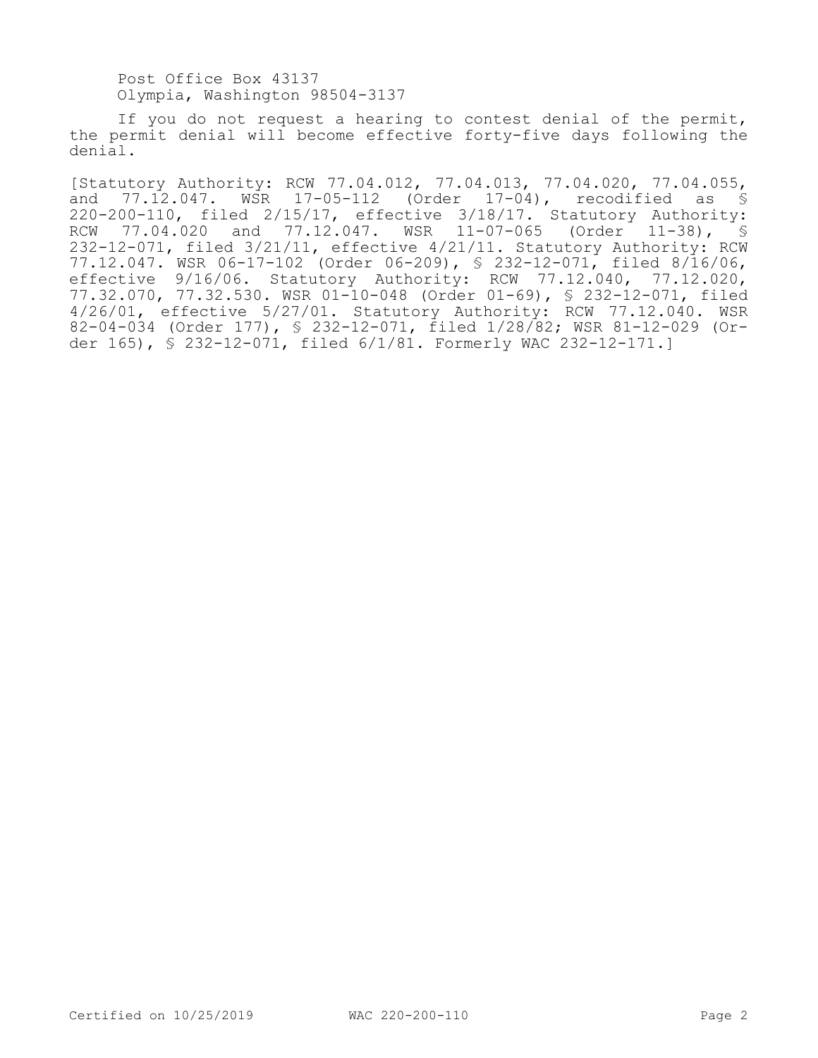Post Office Box 43137
Olympia, Washington 98504-3137

If you do not request a hearing to contest denial of the permit, the permit denial will become effective forty-five days following the denial.

[Statutory Authority: RCW 77.04.012, 77.04.013, 77.04.020, 77.04.055, and 77.12.047. WSR 17-05-112 (Order 17-04), recodified as § 220-200-110, filed 2/15/17, effective 3/18/17. Statutory Authority: RCW 77.04.020 and 77.12.047. WSR 11-07-065 (Order 11-38), § 232-12-071, filed 3/21/11, effective 4/21/11. Statutory Authority: RCW 77.12.047. WSR 06-17-102 (Order 06-209), § 232-12-071, filed 8/16/06, effective 9/16/06. Statutory Authority: RCW 77.12.040, 77.12.020, 77.32.070, 77.32.530. WSR 01-10-048 (Order 01-69), § 232-12-071, filed 4/26/01, effective 5/27/01. Statutory Authority: RCW 77.12.040. WSR 82-04-034 (Order 177), § 232-12-071, filed 1/28/82; WSR 81-12-029 (Order 165), § 232-12-071, filed 6/1/81. Formerly WAC 232-12-171.]